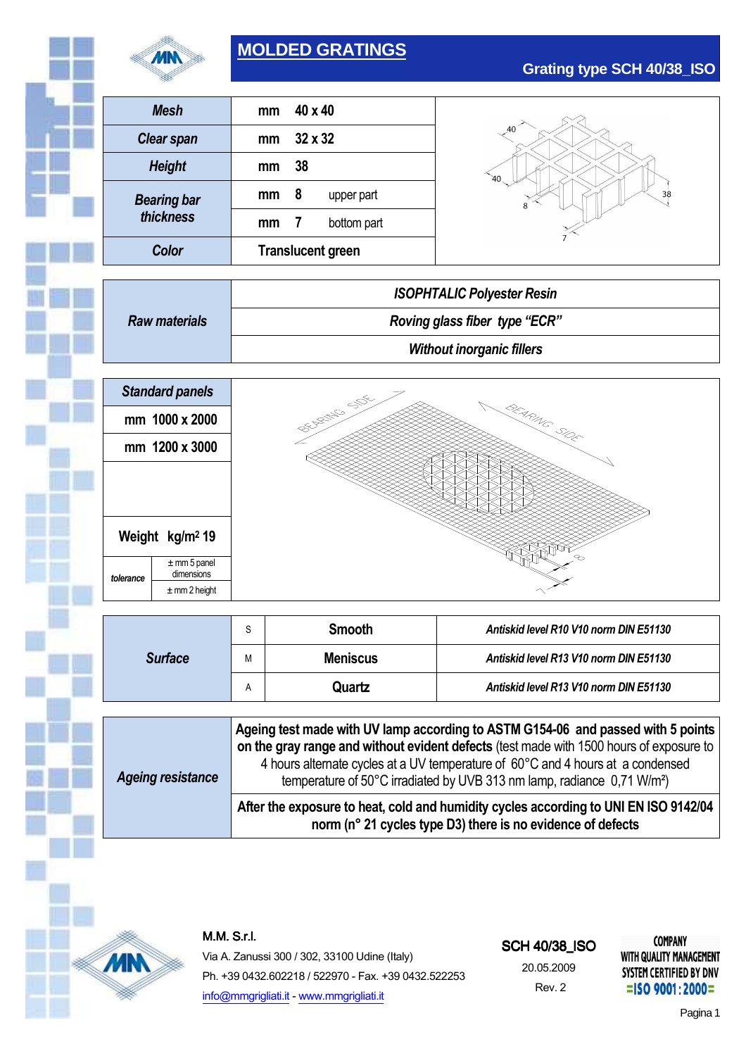# MOLDED GRATINGS

## Grating type SCH 40/38_ISO

| | | | |
|---|---|---|---|
| **Mesh** | mm | 40 x 40 | |
| **Clear span** | mm | 32 x 32 | |
| **Height** | mm | 38 | |
| **Bearing bar thickness** | mm | 8 | upper part |
| | mm | 7 | bottom part |
| **Color** | Translucent green | | |

| | |
|---|---|
| **Raw materials** | *ISOPHTALIC Polyester Resin* |
| | *Roving glass fiber type "ECR"* |
| | *Without inorganic fillers* |

| | |
|---|---|
| **Standard panels** | |
| mm 1000 x 2000 | |
| mm 1200 x 3000 | |
| Weight kg/m² 19 | |
| *tolerance* | ± mm 5 panel dimensions |
| | ± mm 2 height |

| | | | |
|---|---|---|---|
| **Surface** | S | Smooth | *Antiskid level R10 V10 norm DIN E51130* |
| | M | Meniscus | *Antiskid level R13 V10 norm DIN E51130* |
| | A | Quartz | *Antiskid level R13 V10 norm DIN E51130* |

| | |
|---|---|
| **Ageing resistance** | **Ageing test made with UV lamp according to ASTM G154-06 and passed with 5 points on the gray range and without evident defects** (test made with 1500 hours of exposure to 4 hours alternate cycles at a UV temperature of 60°C and 4 hours at a condensed temperature of 50°C irradiated by UVB 313 nm lamp, radiance 0,71 W/m²) |
| | **After the exposure to heat, cold and humidity cycles according to UNI EN ISO 9142/04 norm (n° 21 cycles type D3) there is no evidence of defects** |

M.M. S.r.l.
Via A. Zanussi 300 / 302, 33100 Udine (Italy)
Ph. +39 0432.602218 / 522970 - Fax. +39 0432.522253
info@mmgrigliati.it - www.mmgrigliati.it

SCH 40/38_ISO
20.05.2009
Rev. 2

COMPANY WITH QUALITY MANAGEMENT SYSTEM CERTIFIED BY DNV
=ISO 9001:2000=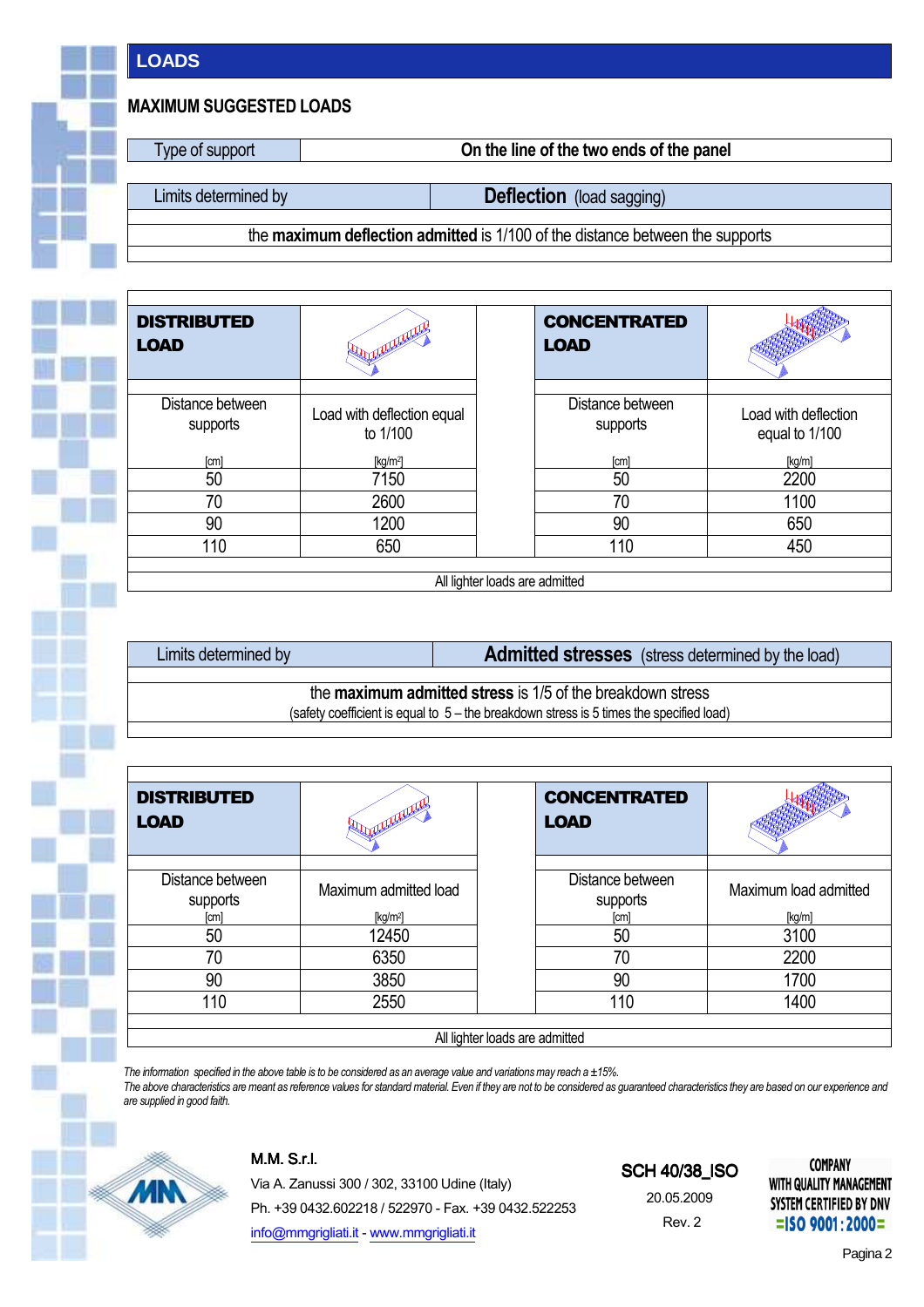## LOADS

### MAXIMUM SUGGESTED LOADS

| Type of support | On the line of the two ends of the panel |
|---|---|

| Limits determined by | **Deflection** (load sagging) |
|---|---|
| the **maximum deflection admitted** is 1/100 of the distance between the supports | |

| **DISTRIBUTED LOAD** | | | **CONCENTRATED LOAD** | |
|---|---|---|---|---|
| Distance between supports [cm] | Load with deflection equal to 1/100 [kg/m²] | | Distance between supports [cm] | Load with deflection equal to 1/100 [kg/m] |
| 50 | 7150 | | 50 | 2200 |
| 70 | 2600 | | 70 | 1100 |
| 90 | 1200 | | 90 | 650 |
| 110 | 650 | | 110 | 450 |

All lighter loads are admitted

| Limits determined by | **Admitted stresses** (stress determined by the load) |
|---|---|
| the **maximum admitted stress** is 1/5 of the breakdown stress (safety coefficient is equal to 5 – the breakdown stress is 5 times the specified load) | |

| **DISTRIBUTED LOAD** | | | **CONCENTRATED LOAD** | |
|---|---|---|---|---|
| Distance between supports [cm] | Maximum admitted load [kg/m²] | | Distance between supports [cm] | Maximum load admitted [kg/m] |
| 50 | 12450 | | 50 | 3100 |
| 70 | 6350 | | 70 | 2200 |
| 90 | 3850 | | 90 | 1700 |
| 110 | 2550 | | 110 | 1400 |

All lighter loads are admitted

*The information specified in the above table is to be considered as an average value and variations may reach a ±15%.*
*The above characteristics are meant as reference values for standard material. Even if they are not to be considered as guaranteed characteristics they are based on our experience and are supplied in good faith.*

**M.M. S.r.l.**
Via A. Zanussi 300 / 302, 33100 Udine (Italy)
Ph. +39 0432.602218 / 522970 - Fax. +39 0432.522253
info@mmgrigliati.it - www.mmgrigliati.it

SCH 40/38_ISO
20.05.2009
Rev. 2

COMPANY WITH QUALITY MANAGEMENT SYSTEM CERTIFIED BY DNV
=ISO 9001:2000=